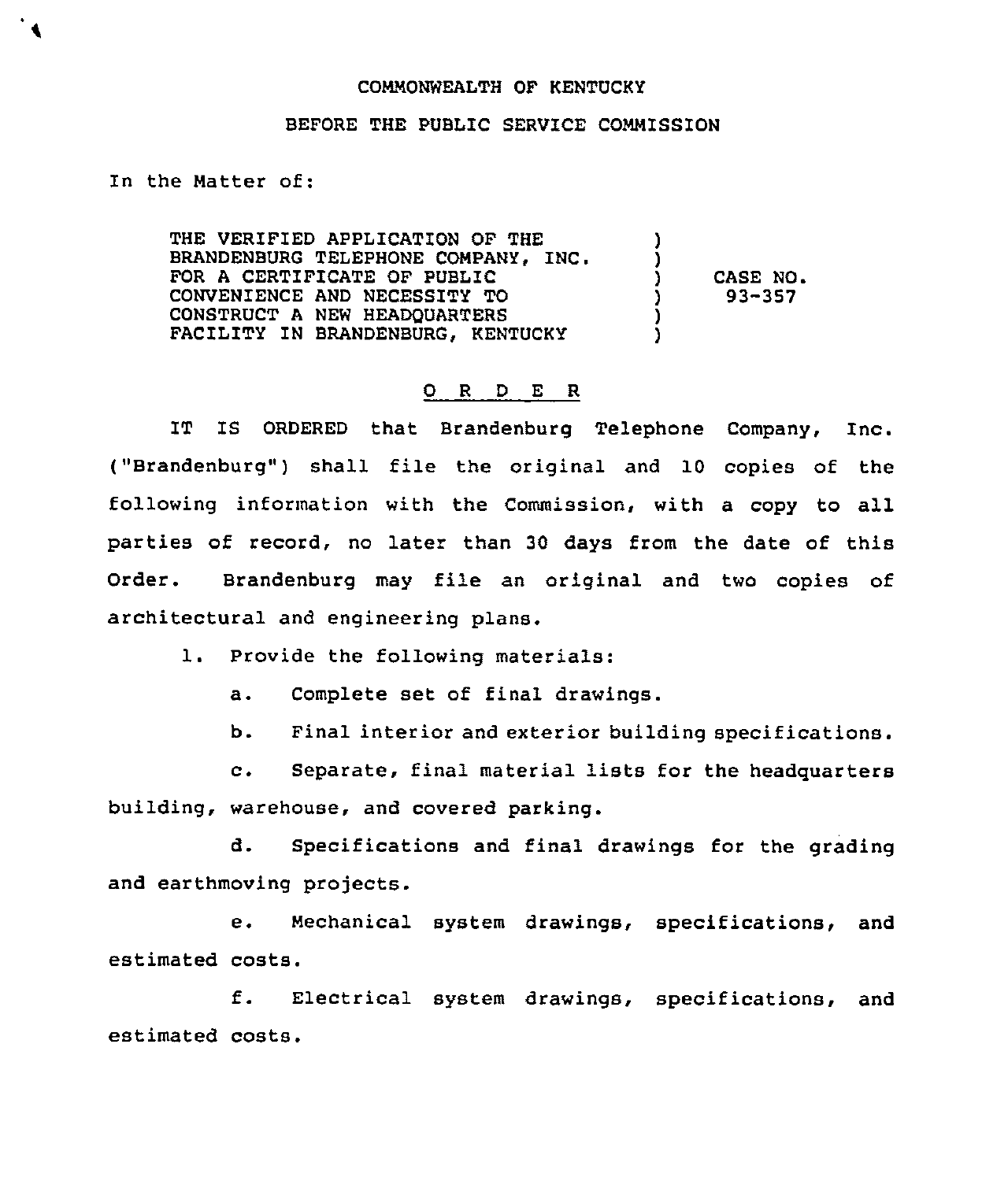COMMONWEALTH OF KENTUCKY

BEFORE THE PUBLIC SERVICE COMMISSION

In the Matter of:

THE VERIFIED APPLICATION OF THE BRANDENBURG TELEPHONE COMPANY, INC. FOR A CERTIFICATE OF PUBLIC CONVENIENCE AND NECESSITY TO CONSTRUCT A NEW HEADQUARTERS FACILITY IN BRANDENBURG, KENTUCKY ) CASE NO. 93-357

## O R D E R

IT IS ORDERED that Brandenburg Telephone Company, Inc. ("Brandenburg") shall file the original and 10 copies of the following information with the Commission, with a copy to all parties of record, no later than 30 days from the date of this Order. Brandenburg may file an original and two copies of architectural and engineering plans.

1. Provide the following materials:

   a. Complete set of final drawings.

   b. Final interior and exterior building specifications.

   c. Separate, final material lists for the headquarters building, warehouse, and covered parking.

   d. Specifications and final drawings for the grading and earthmoving projects.

   e. Mechanical system drawings, specifications, and estimated costs.

   f. Electrical system drawings, specifications, and estimated costs.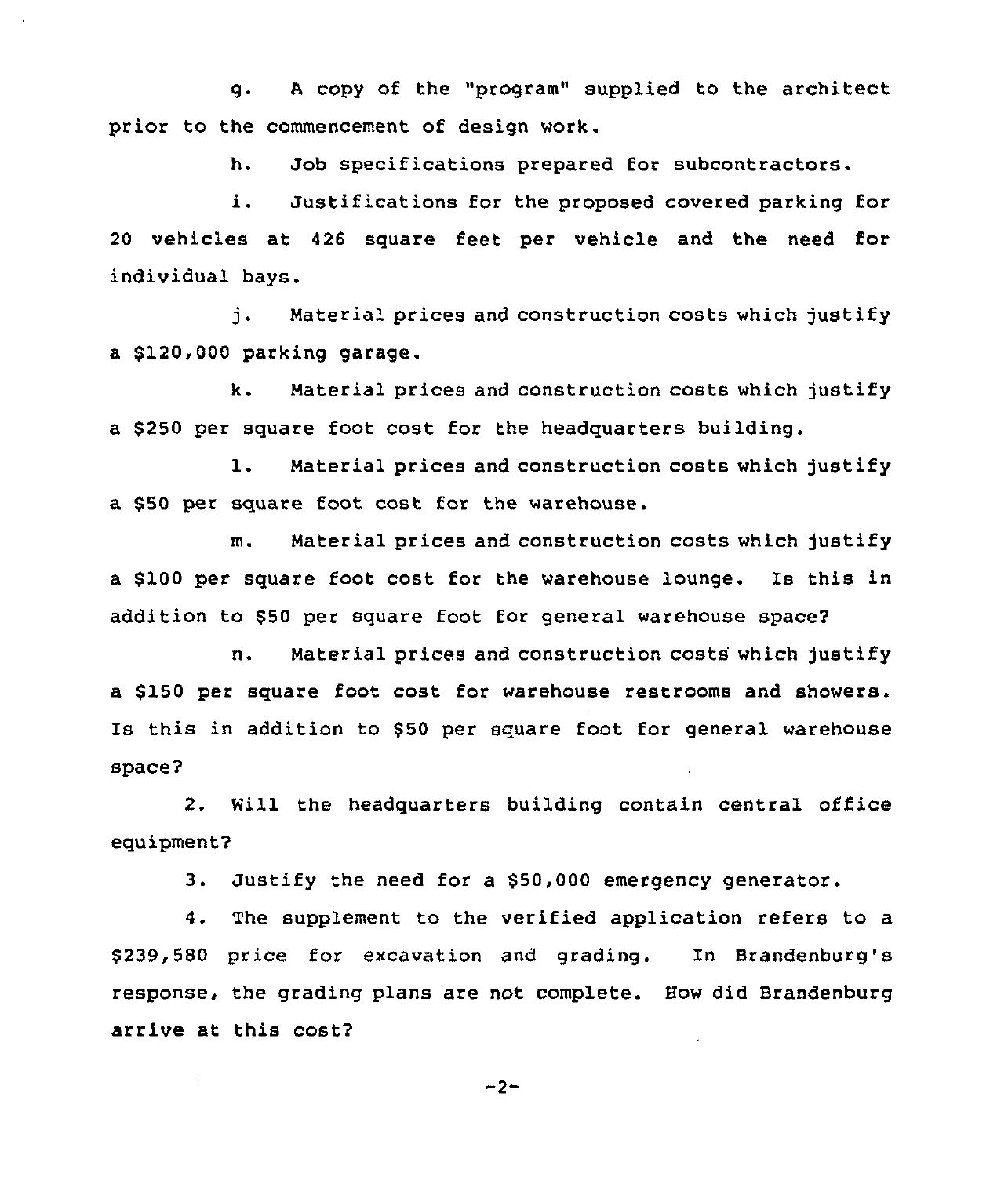g. A copy of the "program" supplied to the architect prior to the commencement of design work.

h. Job specifications prepared for subcontractors.

i. Justifications for the proposed covered parking for 20 vehicles at 426 square feet per vehicle and the need for individual bays.

j. Material prices and construction costs which justify a $120,000 parking garage.

k. Material prices and construction costs which justify a $250 per square foot cost for the headquarters building.

l. Material prices and construction costs which justify a $50 per square foot cost for the warehouse.

m. Material prices and construction costs which justify a $100 per square foot cost for the warehouse lounge. Is this in addition to $50 per square foot for general warehouse space?

n. Material prices and construction costs which justify a $150 per square foot cost for warehouse restrooms and showers. Is this in addition to $50 per square foot for general warehouse space?

2. Will the headquarters building contain central office equipment?

3. Justify the need for a $50,000 emergency generator.

4. The supplement to the verified application refers to a $239,580 price for excavation and grading. In Brandenburg's response, the grading plans are not complete. How did Brandenburg arrive at this cost?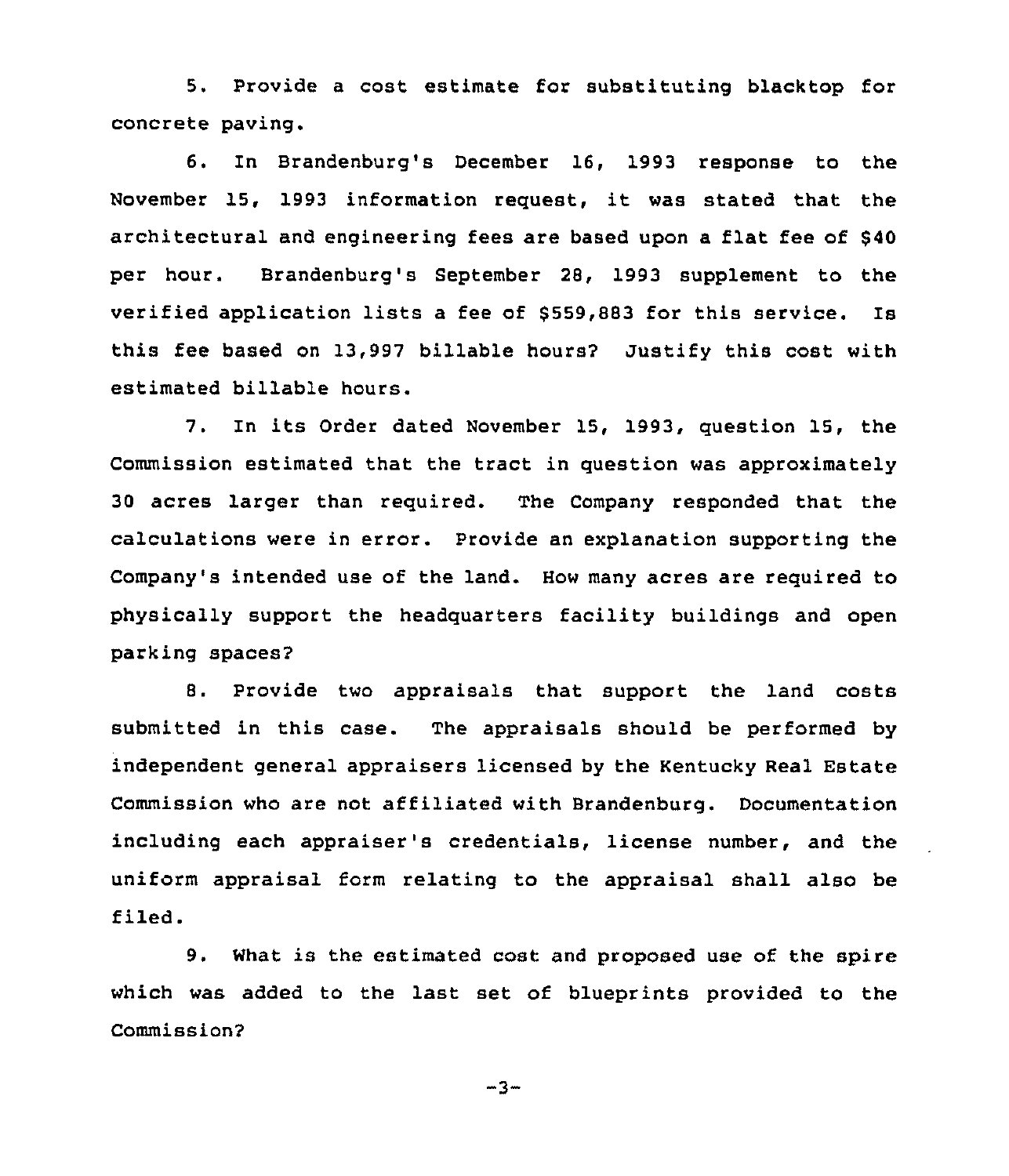5. Provide a cost estimate for substituting blacktop for concrete paving.

6. In Brandenburg's December 16, 1993 response to the November 15, 1993 information request, it was stated that the architectural and engineering fees are based upon a flat fee of $40 per hour. Brandenburg's September 28, 1993 supplement to the verified application lists a fee of $559,883 for this service. Is this fee based on 13,997 billable hours? Justify this cost with estimated billable hours.

7. In its Order dated November 15, 1993, question 15, the Commission estimated that the tract in question was approximately 30 acres larger than required. The Company responded that the calculations were in error. Provide an explanation supporting the Company's intended use of the land. How many acres are required to physically support the headquarters facility buildings and open parking spaces?

8. Provide two appraisals that support the land costs submitted in this case. The appraisals should be performed by independent general appraisers licensed by the Kentucky Real Estate Commission who are not affiliated with Brandenburg. Documentation including each appraiser's credentials, license number, and the uniform appraisal form relating to the appraisal shall also be filed.

9. What is the estimated cost and proposed use of the spire which was added to the last set of blueprints provided to the Commission?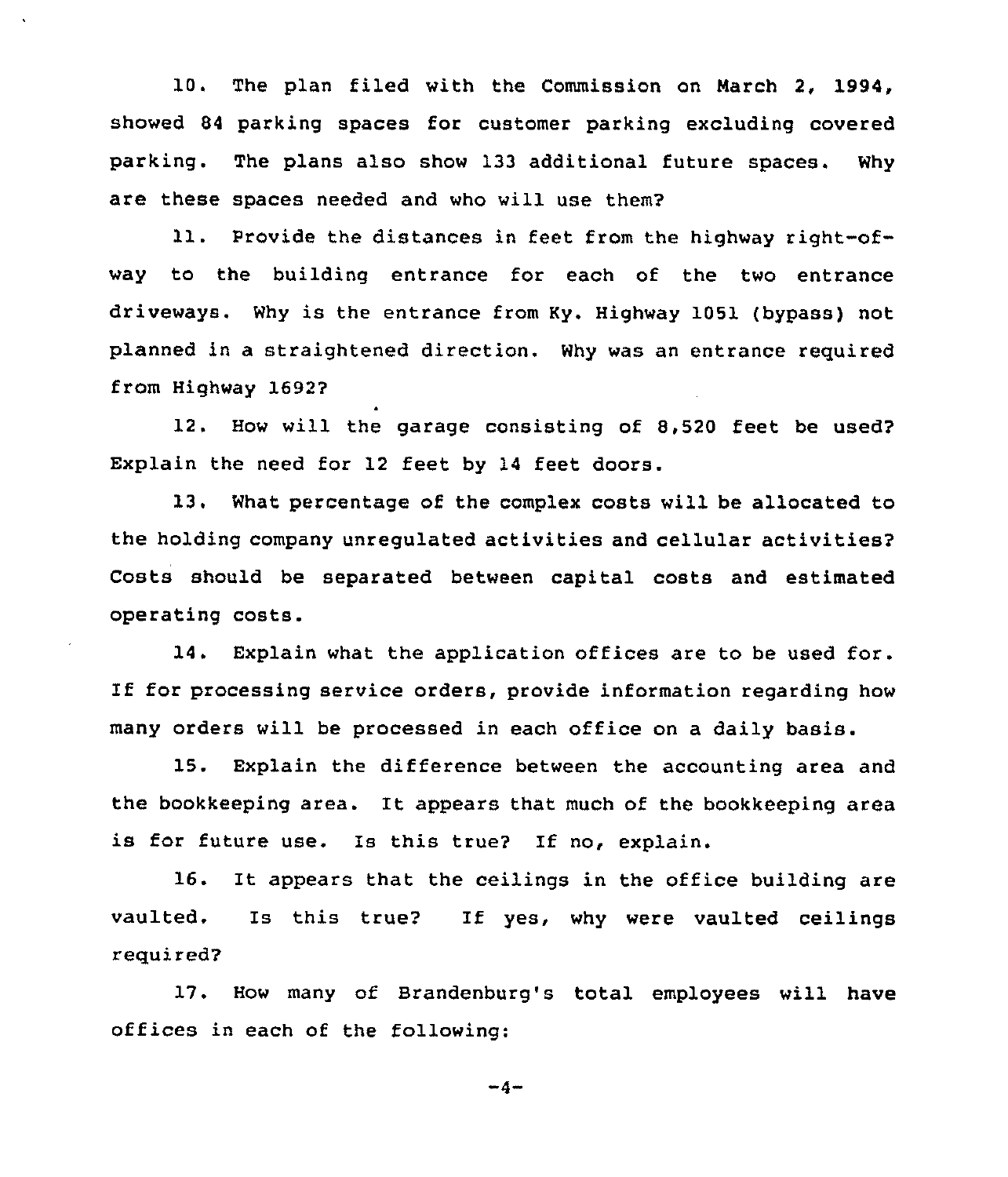10. The plan filed with the Commission on March 2, 1994, showed 84 parking spaces for customer parking excluding covered parking. The plans also show 133 additional future spaces. Why are these spaces needed and who will use them?

11. Provide the distances in feet from the highway right-of-way to the building entrance for each of the two entrance driveways. Why is the entrance from Ky. Highway 1051 (bypass) not planned in a straightened direction. Why was an entrance required from Highway 1692?

12. How will the garage consisting of 8,520 feet be used? Explain the need for 12 feet by 14 feet doors.

13. What percentage of the complex costs will be allocated to the holding company unregulated activities and cellular activities? Costs should be separated between capital costs and estimated operating costs.

14. Explain what the application offices are to be used for. If for processing service orders, provide information regarding how many orders will be processed in each office on a daily basis.

15. Explain the difference between the accounting area and the bookkeeping area. It appears that much of the bookkeeping area is for future use. Is this true? If no, explain.

16. It appears that the ceilings in the office building are vaulted. Is this true? If yes, why were vaulted ceilings required?

17. How many of Brandenburg's total employees will have offices in each of the following: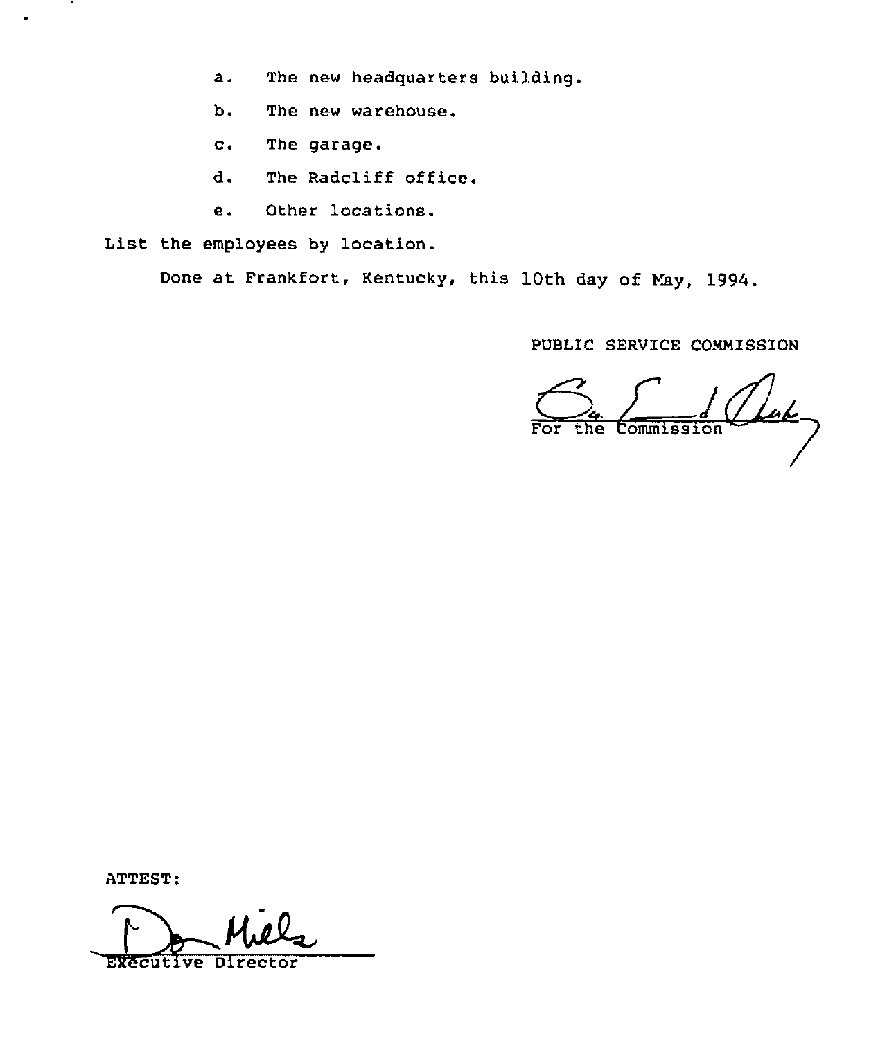a. The new headquarters building.

b. The new warehouse.

c. The garage.

d. The Radcliff office.

e. Other locations.

List the employees by location.

Done at Frankfort, Kentucky, this 10th day of May, 1994.

PUBLIC SERVICE COMMISSION

For the Commission

ATTEST:

Executive Director